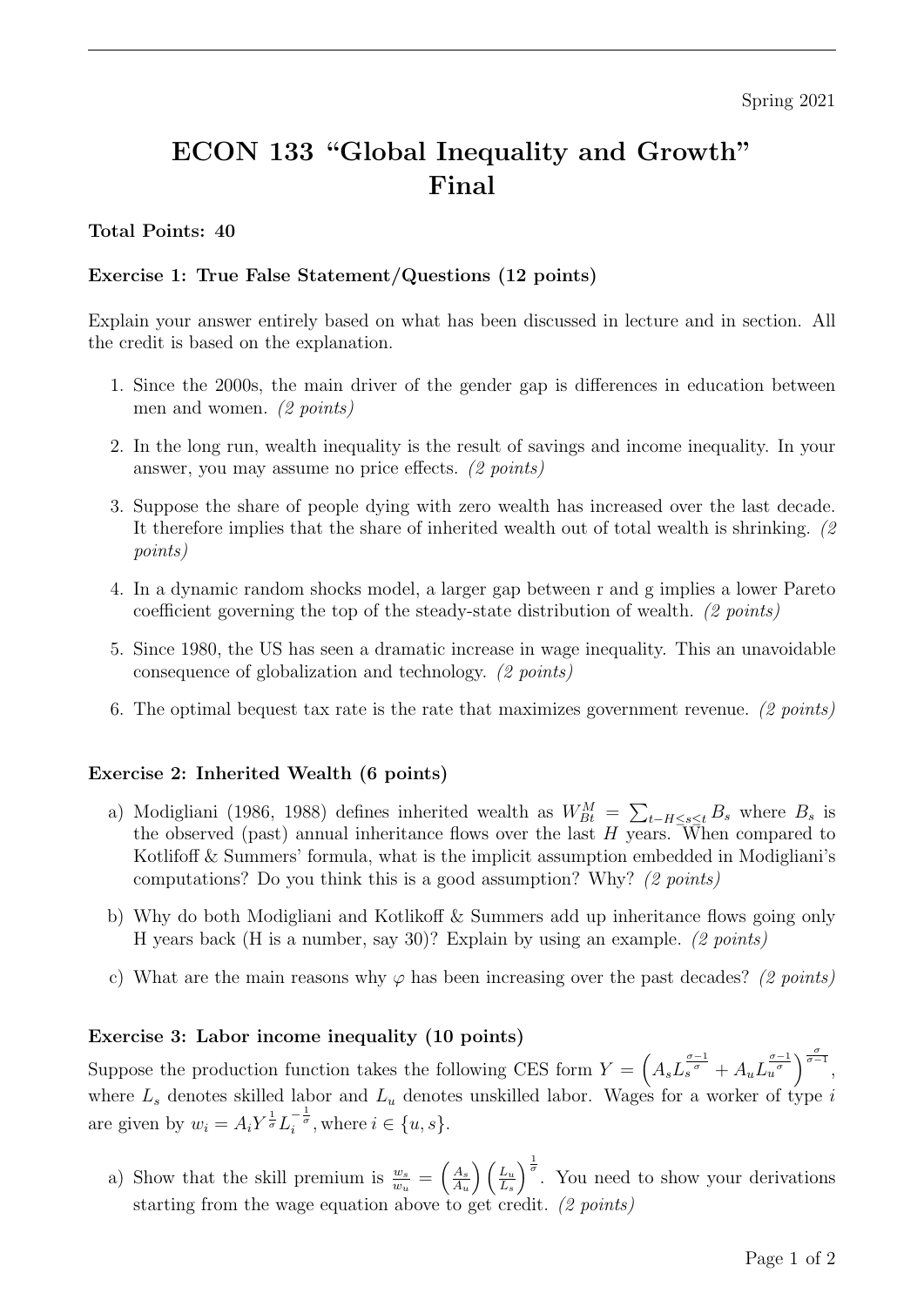Spring 2021

# ECON 133 "Global Inequality and Growth"
# Final

**Total Points: 40**

**Exercise 1: True False Statement/Questions (12 points)**

Explain your answer entirely based on what has been discussed in lecture and in section. All the credit is based on the explanation.

1. Since the 2000s, the main driver of the gender gap is differences in education between men and women. *(2 points)*
2. In the long run, wealth inequality is the result of savings and income inequality. In your answer, you may assume no price effects. *(2 points)*
3. Suppose the share of people dying with zero wealth has increased over the last decade. It therefore implies that the share of inherited wealth out of total wealth is shrinking. *(2 points)*
4. In a dynamic random shocks model, a larger gap between r and g implies a lower Pareto coefficient governing the top of the steady-state distribution of wealth. *(2 points)*
5. Since 1980, the US has seen a dramatic increase in wage inequality. This an unavoidable consequence of globalization and technology. *(2 points)*
6. The optimal bequest tax rate is the rate that maximizes government revenue. *(2 points)*

**Exercise 2: Inherited Wealth (6 points)**

a) Modigliani (1986, 1988) defines inherited wealth as $W_{Bt}^{M} = \sum_{t-H \leq s \leq t} B_s$ where $B_s$ is the observed (past) annual inheritance flows over the last $H$ years. When compared to Kotlifoff & Summers' formula, what is the implicit assumption embedded in Modigliani's computations? Do you think this is a good assumption? Why? *(2 points)*

b) Why do both Modigliani and Kotlikoff & Summers add up inheritance flows going only H years back (H is a number, say 30)? Explain by using an example. *(2 points)*

c) What are the main reasons why $\varphi$ has been increasing over the past decades? *(2 points)*

**Exercise 3: Labor income inequality (10 points)**

Suppose the production function takes the following CES form $Y = \left(A_s L_s^{\frac{\sigma-1}{\sigma}} + A_u L_u^{\frac{\sigma-1}{\sigma}}\right)^{\frac{\sigma}{\sigma-1}}$, where $L_s$ denotes skilled labor and $L_u$ denotes unskilled labor. Wages for a worker of type $i$ are given by $w_i = A_i Y^{\frac{1}{\sigma}} L_i^{-\frac{1}{\sigma}}$, where $i \in \{u, s\}$.

a) Show that the skill premium is $\frac{w_s}{w_u} = \left(\frac{A_s}{A_u}\right)\left(\frac{L_u}{L_s}\right)^{\frac{1}{\sigma}}$. You need to show your derivations starting from the wage equation above to get credit. *(2 points)*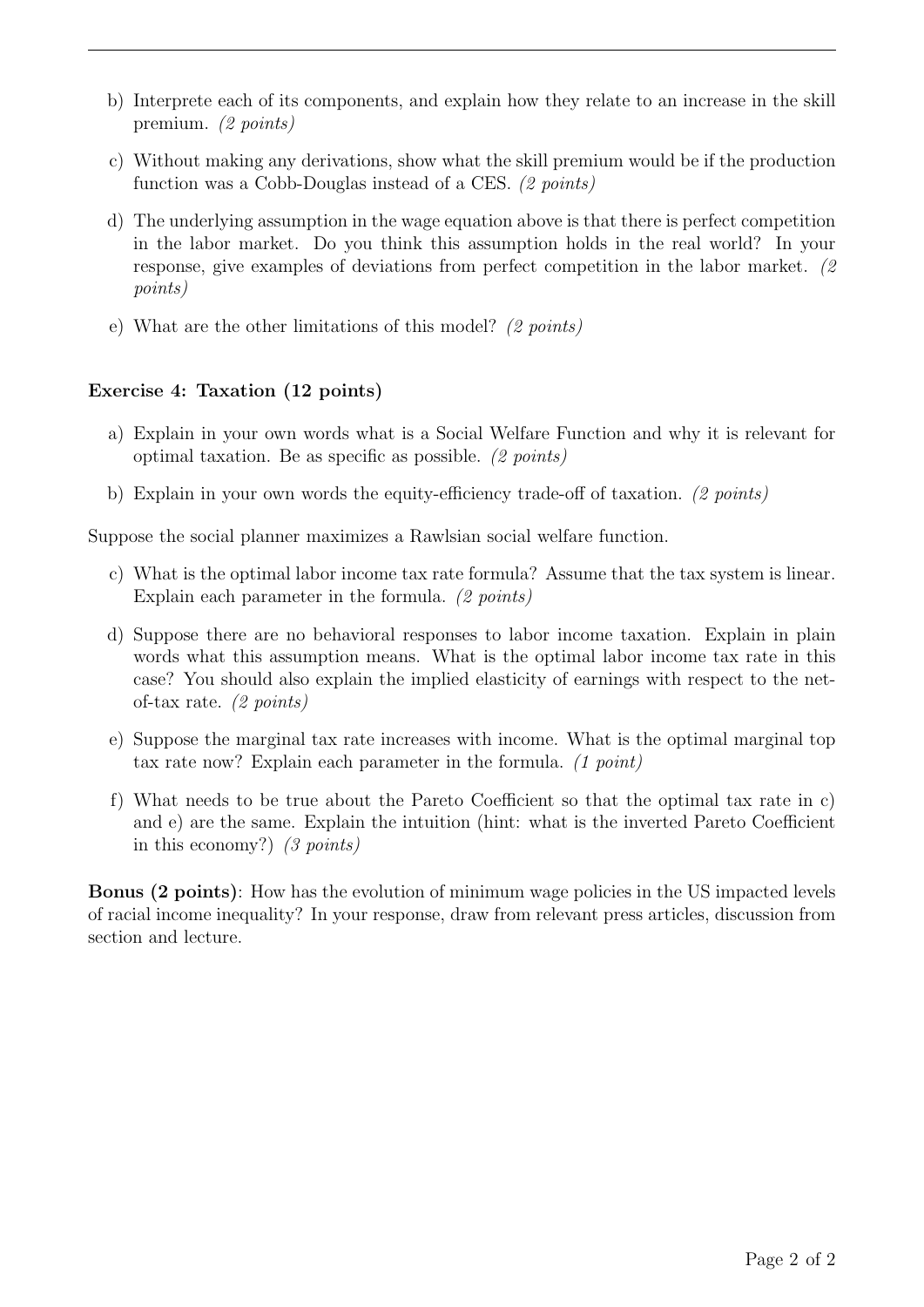b) Interprete each of its components, and explain how they relate to an increase in the skill premium. *(2 points)*

c) Without making any derivations, show what the skill premium would be if the production function was a Cobb-Douglas instead of a CES. *(2 points)*

d) The underlying assumption in the wage equation above is that there is perfect competition in the labor market. Do you think this assumption holds in the real world? In your response, give examples of deviations from perfect competition in the labor market. *(2 points)*

e) What are the other limitations of this model? *(2 points)*

**Exercise 4: Taxation (12 points)**

a) Explain in your own words what is a Social Welfare Function and why it is relevant for optimal taxation. Be as specific as possible. *(2 points)*

b) Explain in your own words the equity-efficiency trade-off of taxation. *(2 points)*

Suppose the social planner maximizes a Rawlsian social welfare function.

c) What is the optimal labor income tax rate formula? Assume that the tax system is linear. Explain each parameter in the formula. *(2 points)*

d) Suppose there are no behavioral responses to labor income taxation. Explain in plain words what this assumption means. What is the optimal labor income tax rate in this case? You should also explain the implied elasticity of earnings with respect to the net-of-tax rate. *(2 points)*

e) Suppose the marginal tax rate increases with income. What is the optimal marginal top tax rate now? Explain each parameter in the formula. *(1 point)*

f) What needs to be true about the Pareto Coefficient so that the optimal tax rate in c) and e) are the same. Explain the intuition (hint: what is the inverted Pareto Coefficient in this economy?) *(3 points)*

**Bonus (2 points)**: How has the evolution of minimum wage policies in the US impacted levels of racial income inequality? In your response, draw from relevant press articles, discussion from section and lecture.